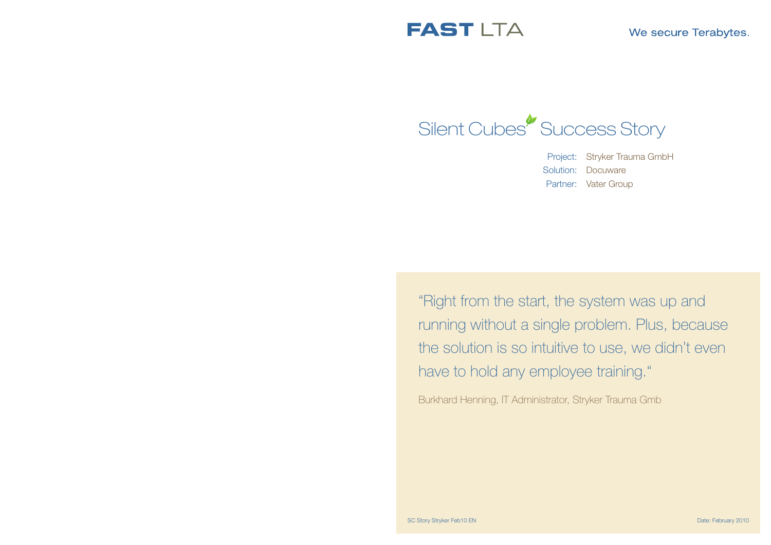FAST LTA

We secure Terabytes.

# Silent Cubes Success Story

Project: Stryker Trauma GmbH
Solution: Docuware
Partner: Vater Group

“Right from the start, the system was up and running without a single problem. Plus, because the solution is so intuitive to use, we didn’t even have to hold any employee training.“

Burkhard Henning, IT Administrator, Stryker Trauma Gmb

SC Story Stryker Feb10 EN

Date: February 2010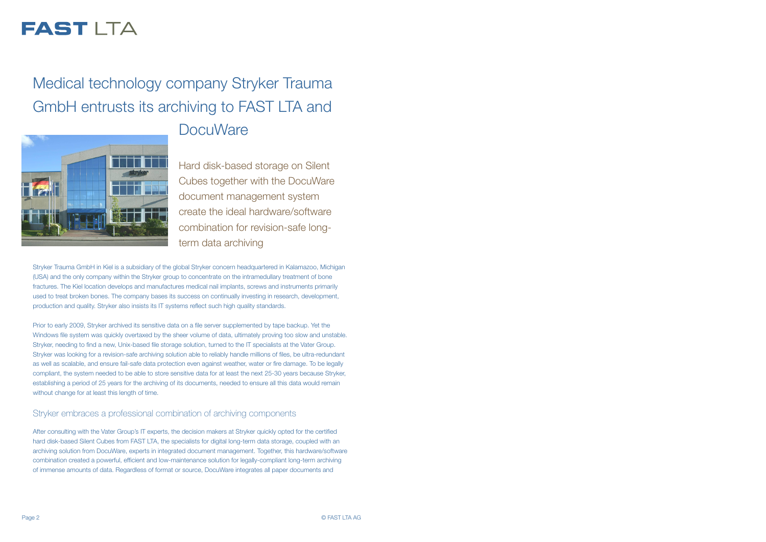# Medical technology company Stryker Trauma GmbH entrusts its archiving to FAST LTA and DocuWare

Hard disk-based storage on Silent Cubes together with the DocuWare document management system create the ideal hardware/software combination for revision-safe long-term data archiving

Stryker Trauma GmbH in Kiel is a subsidiary of the global Stryker concern headquartered in Kalamazoo, Michigan (USA) and the only company within the Stryker group to concentrate on the intramedullary treatment of bone fractures. The Kiel location develops and manufactures medical nail implants, screws and instruments primarily used to treat broken bones. The company bases its success on continually investing in research, development, production and quality. Stryker also insists its IT systems reflect such high quality standards.

Prior to early 2009, Stryker archived its sensitive data on a file server supplemented by tape backup. Yet the Windows file system was quickly overtaxed by the sheer volume of data, ultimately proving too slow and unstable. Stryker, needing to find a new, Unix-based file storage solution, turned to the IT specialists at the Vater Group. Stryker was looking for a revision-safe archiving solution able to reliably handle millions of files, be ultra-redundant as well as scalable, and ensure fail-safe data protection even against weather, water or fire damage. To be legally compliant, the system needed to be able to store sensitive data for at least the next 25-30 years because Stryker, establishing a period of 25 years for the archiving of its documents, needed to ensure all this data would remain without change for at least this length of time.

## Stryker embraces a professional combination of archiving components

After consulting with the Vater Group's IT experts, the decision makers at Stryker quickly opted for the certified hard disk-based Silent Cubes from FAST LTA, the specialists for digital long-term data storage, coupled with an archiving solution from DocuWare, experts in integrated document management. Together, this hardware/software combination created a powerful, efficient and low-maintenance solution for legally-compliant long-term archiving of immense amounts of data. Regardless of format or source, DocuWare integrates all paper documents and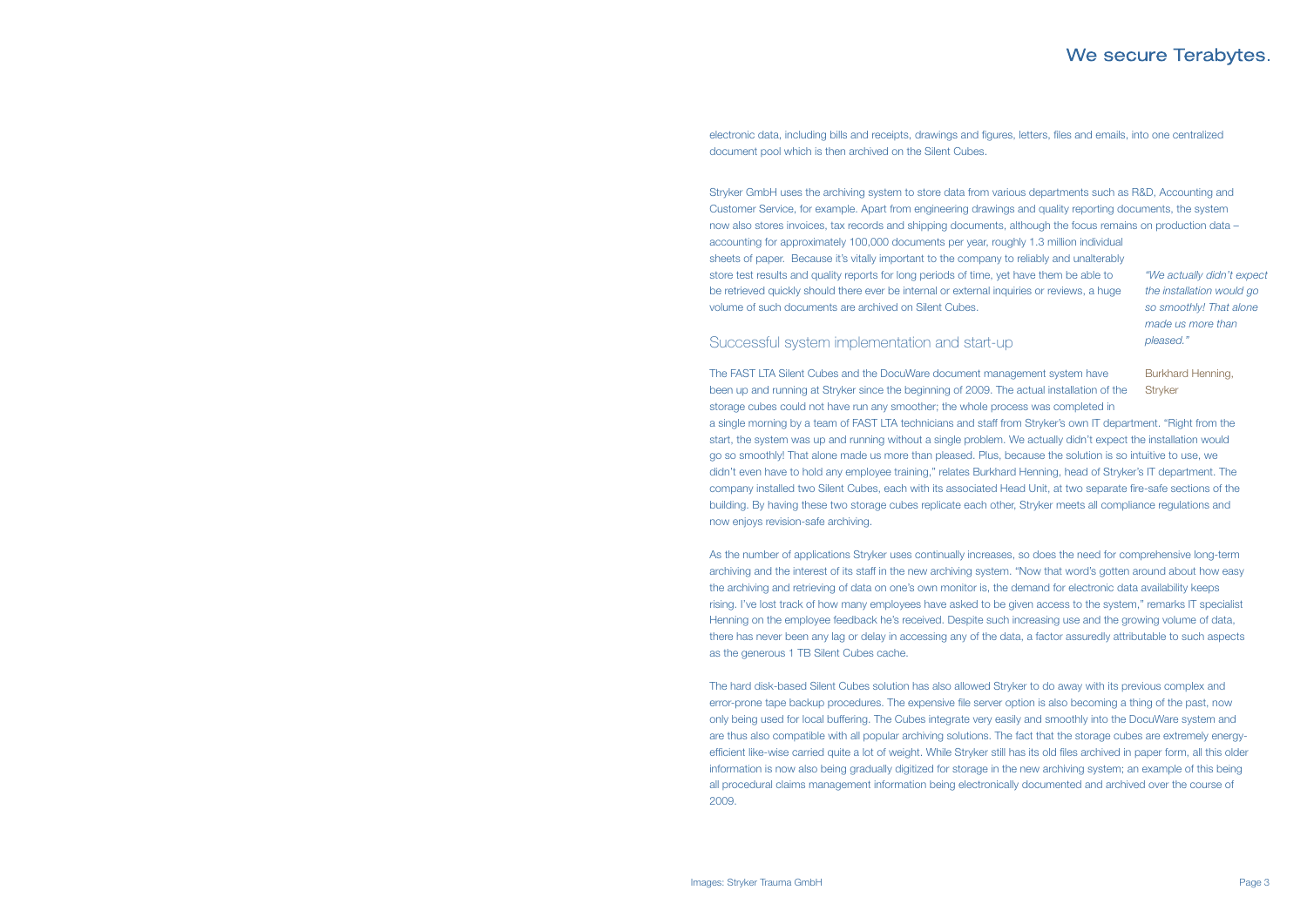electronic data, including bills and receipts, drawings and figures, letters, files and emails, into one centralized document pool which is then archived on the Silent Cubes.

Stryker GmbH uses the archiving system to store data from various departments such as R&D, Accounting and Customer Service, for example. Apart from engineering drawings and quality reporting documents, the system now also stores invoices, tax records and shipping documents, although the focus remains on production data – accounting for approximately 100,000 documents per year, roughly 1.3 million individual sheets of paper. Because it's vitally important to the company to reliably and unalterably store test results and quality reports for long periods of time, yet have them be able to be retrieved quickly should there ever be internal or external inquiries or reviews, a huge volume of such documents are archived on Silent Cubes.

*"We actually didn't expect the installation would go so smoothly! That alone made us more than pleased."*

Burkhard Henning, Stryker

## Successful system implementation and start-up

The FAST LTA Silent Cubes and the DocuWare document management system have been up and running at Stryker since the beginning of 2009. The actual installation of the storage cubes could not have run any smoother; the whole process was completed in a single morning by a team of FAST LTA technicians and staff from Stryker's own IT department. "Right from the start, the system was up and running without a single problem. We actually didn't expect the installation would go so smoothly! That alone made us more than pleased. Plus, because the solution is so intuitive to use, we didn't even have to hold any employee training," relates Burkhard Henning, head of Stryker's IT department. The company installed two Silent Cubes, each with its associated Head Unit, at two separate fire-safe sections of the building. By having these two storage cubes replicate each other, Stryker meets all compliance regulations and now enjoys revision-safe archiving.

As the number of applications Stryker uses continually increases, so does the need for comprehensive long-term archiving and the interest of its staff in the new archiving system. "Now that word's gotten around about how easy the archiving and retrieving of data on one's own monitor is, the demand for electronic data availability keeps rising. I've lost track of how many employees have asked to be given access to the system," remarks IT specialist Henning on the employee feedback he's received. Despite such increasing use and the growing volume of data, there has never been any lag or delay in accessing any of the data, a factor assuredly attributable to such aspects as the generous 1 TB Silent Cubes cache.

The hard disk-based Silent Cubes solution has also allowed Stryker to do away with its previous complex and error-prone tape backup procedures. The expensive file server option is also becoming a thing of the past, now only being used for local buffering. The Cubes integrate very easily and smoothly into the DocuWare system and are thus also compatible with all popular archiving solutions. The fact that the storage cubes are extremely energy-efficient like-wise carried quite a lot of weight. While Stryker still has its old files archived in paper form, all this older information is now also being gradually digitized for storage in the new archiving system; an example of this being all procedural claims management information being electronically documented and archived over the course of 2009.

Images: Stryker Trauma GmbH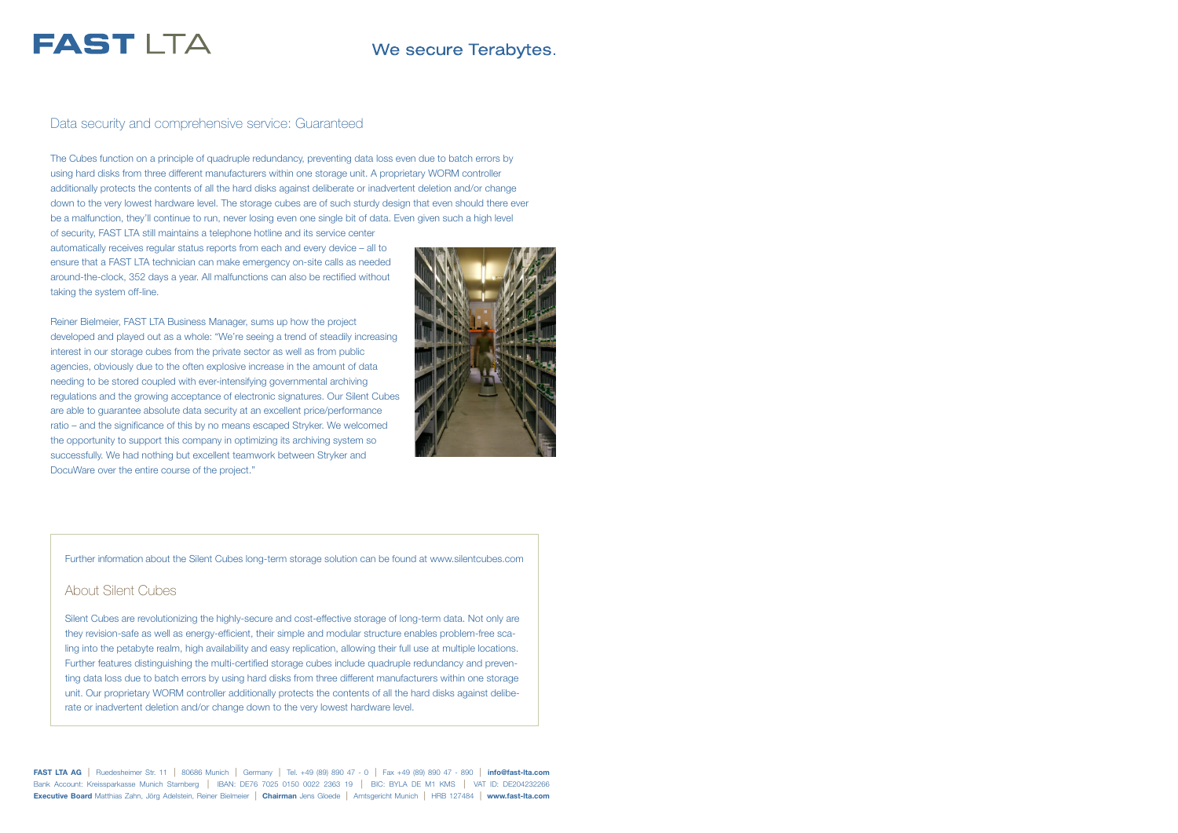# FAST LTA

We secure Terabytes.

## Data security and comprehensive service: Guaranteed

The Cubes function on a principle of quadruple redundancy, preventing data loss even due to batch errors by using hard disks from three different manufacturers within one storage unit. A proprietary WORM controller additionally protects the contents of all the hard disks against deliberate or inadvertent deletion and/or change down to the very lowest hardware level. The storage cubes are of such sturdy design that even should there ever be a malfunction, they'll continue to run, never losing even one single bit of data. Even given such a high level of security, FAST LTA still maintains a telephone hotline and its service center automatically receives regular status reports from each and every device – all to ensure that a FAST LTA technician can make emergency on-site calls as needed around-the-clock, 352 days a year. All malfunctions can also be rectified without taking the system off-line.

Reiner Bielmeier, FAST LTA Business Manager, sums up how the project developed and played out as a whole: "We're seeing a trend of steadily increasing interest in our storage cubes from the private sector as well as from public agencies, obviously due to the often explosive increase in the amount of data needing to be stored coupled with ever-intensifying governmental archiving regulations and the growing acceptance of electronic signatures. Our Silent Cubes are able to guarantee absolute data security at an excellent price/performance ratio – and the significance of this by no means escaped Stryker. We welcomed the opportunity to support this company in optimizing its archiving system so successfully. We had nothing but excellent teamwork between Stryker and DocuWare over the entire course of the project."

Further information about the Silent Cubes long-term storage solution can be found at www.silentcubes.com

## About Silent Cubes

Silent Cubes are revolutionizing the highly-secure and cost-effective storage of long-term data. Not only are they revision-safe as well as energy-efficient, their simple and modular structure enables problem-free scaling into the petabyte realm, high availability and easy replication, allowing their full use at multiple locations. Further features distinguishing the multi-certified storage cubes include quadruple redundancy and preventing data loss due to batch errors by using hard disks from three different manufacturers within one storage unit. Our proprietary WORM controller additionally protects the contents of all the hard disks against deliberate or inadvertent deletion and/or change down to the very lowest hardware level.

**FAST LTA AG** | Ruedesheimer Str. 11 | 80686 Munich | Germany | Tel. +49 (89) 890 47 - 0 | Fax +49 (89) 890 47 - 890 | **info@fast-lta.com**
Bank Account: Kreissparkasse Munich Starnberg | IBAN: DE76 7025 0150 0022 2363 19 | BIC: BYLA DE M1 KMS | VAT ID: DE204232266
**Executive Board** Matthias Zahn, Jörg Adelstein, Reiner Bielmeier | **Chairman** Jens Gloede | Amtsgericht Munich | HRB 127484 | **www.fast-lta.com**